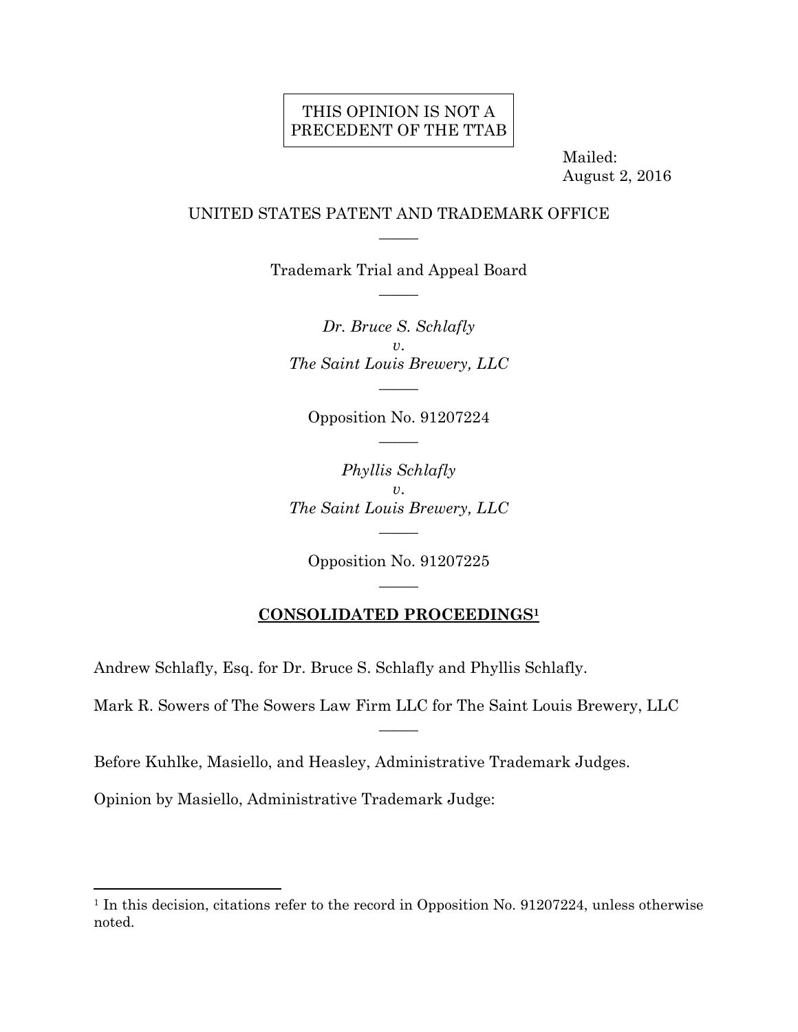THIS OPINION IS NOT A PRECEDENT OF THE TTAB

Mailed:
August 2, 2016

UNITED STATES PATENT AND TRADEMARK OFFICE

Trademark Trial and Appeal Board

*Dr. Bruce S. Schlafly*
*v.*
*The Saint Louis Brewery, LLC*

Opposition No. 91207224

*Phyllis Schlafly*
*v.*
*The Saint Louis Brewery, LLC*

Opposition No. 91207225

**CONSOLIDATED PROCEEDINGS[1]**

Andrew Schlafly, Esq. for Dr. Bruce S. Schlafly and Phyllis Schlafly.

Mark R. Sowers of The Sowers Law Firm LLC for The Saint Louis Brewery, LLC

Before Kuhlke, Masiello, and Heasley, Administrative Trademark Judges.

Opinion by Masiello, Administrative Trademark Judge:

[1] In this decision, citations refer to the record in Opposition No. 91207224, unless otherwise noted.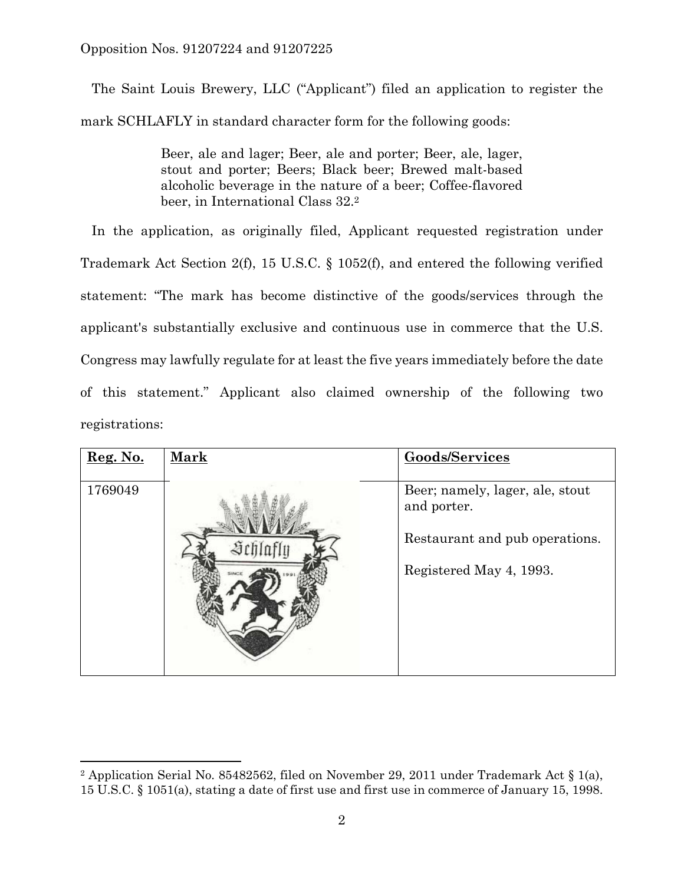The Saint Louis Brewery, LLC ("Applicant") filed an application to register the mark SCHLAFLY in standard character form for the following goods:

> Beer, ale and lager; Beer, ale and porter; Beer, ale, lager, stout and porter; Beers; Black beer; Brewed malt-based alcoholic beverage in the nature of a beer; Coffee-flavored beer, in International Class 32.[2]

In the application, as originally filed, Applicant requested registration under Trademark Act Section 2(f), 15 U.S.C. § 1052(f), and entered the following verified statement: "The mark has become distinctive of the goods/services through the applicant's substantially exclusive and continuous use in commerce that the U.S. Congress may lawfully regulate for at least the five years immediately before the date of this statement." Applicant also claimed ownership of the following two registrations:

| Reg. No. | Mark | Goods/Services |
|---|---|---|
| 1769049 | Schlafly SINCE 1991 | Beer; namely, lager, ale, stout and porter.<br><br>Restaurant and pub operations.<br><br>Registered May 4, 1993. |

[2] Application Serial No. 85482562, filed on November 29, 2011 under Trademark Act § 1(a), 15 U.S.C. § 1051(a), stating a date of first use and first use in commerce of January 15, 1998.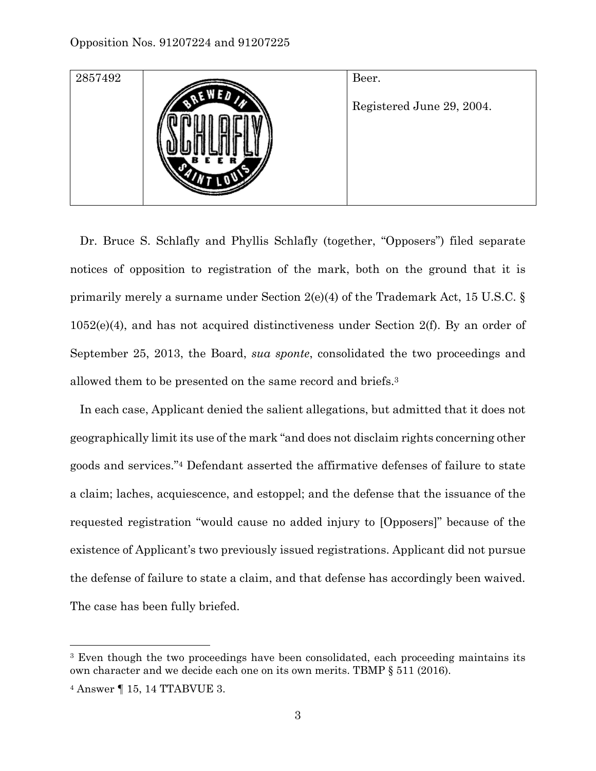| 2857492 | BREWED IN SCHLAFLY BEER SAINT LOUIS | Beer.<br><br>Registered June 29, 2004. |
|---|---|---|

Dr. Bruce S. Schlafly and Phyllis Schlafly (together, "Opposers") filed separate notices of opposition to registration of the mark, both on the ground that it is primarily merely a surname under Section 2(e)(4) of the Trademark Act, 15 U.S.C. § 1052(e)(4), and has not acquired distinctiveness under Section 2(f). By an order of September 25, 2013, the Board, *sua sponte*, consolidated the two proceedings and allowed them to be presented on the same record and briefs.[3]

In each case, Applicant denied the salient allegations, but admitted that it does not geographically limit its use of the mark "and does not disclaim rights concerning other goods and services."[4] Defendant asserted the affirmative defenses of failure to state a claim; laches, acquiescence, and estoppel; and the defense that the issuance of the requested registration "would cause no added injury to [Opposers]" because of the existence of Applicant's two previously issued registrations. Applicant did not pursue the defense of failure to state a claim, and that defense has accordingly been waived. The case has been fully briefed.

---

[3] Even though the two proceedings have been consolidated, each proceeding maintains its own character and we decide each one on its own merits. TBMP § 511 (2016).

[4] Answer ¶ 15, 14 TTABVUE 3.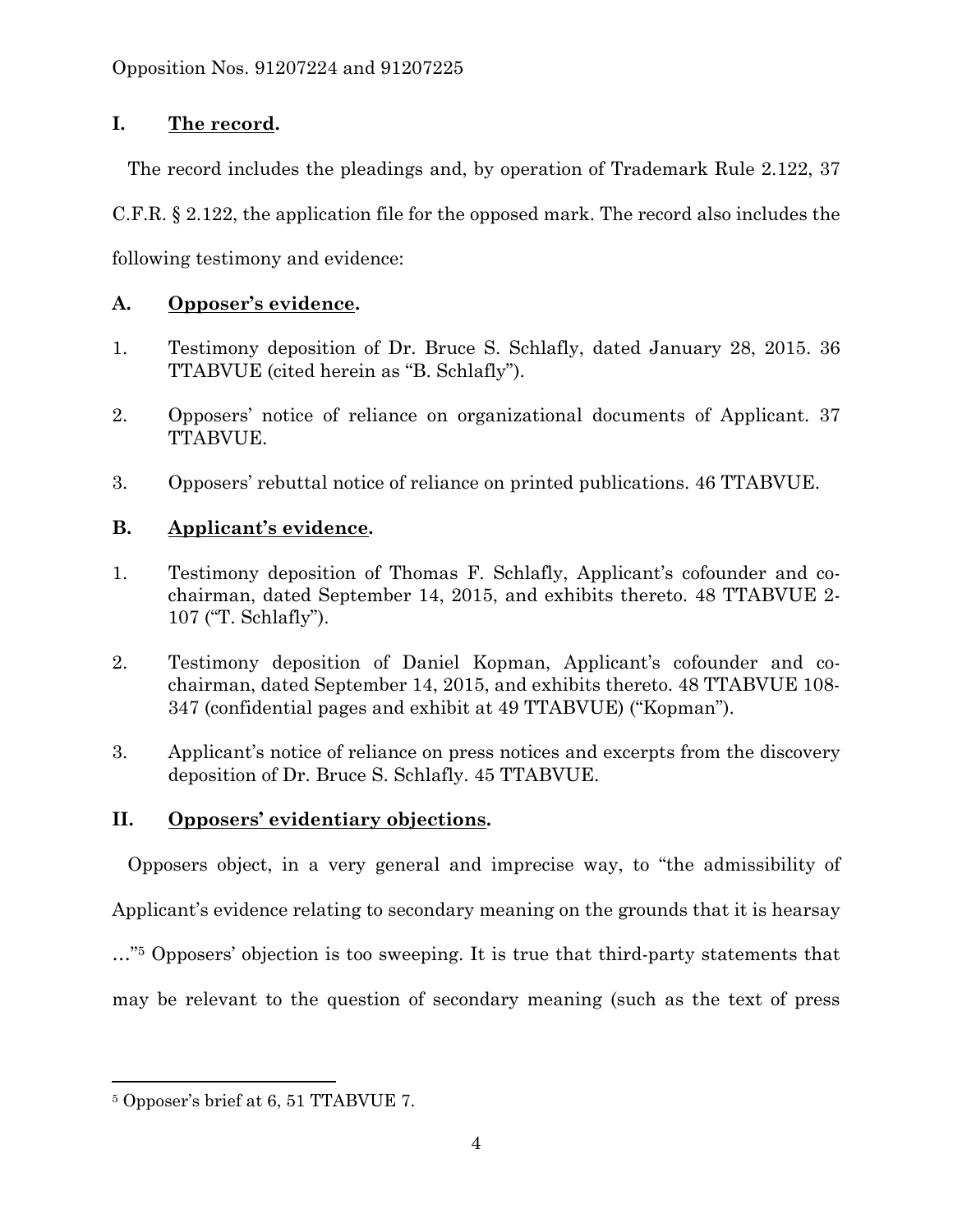## I. The record.

The record includes the pleadings and, by operation of Trademark Rule 2.122, 37 C.F.R. § 2.122, the application file for the opposed mark. The record also includes the following testimony and evidence:

### A. Opposer's evidence.

1. Testimony deposition of Dr. Bruce S. Schlafly, dated January 28, 2015. 36 TTABVUE (cited herein as "B. Schlafly").

2. Opposers' notice of reliance on organizational documents of Applicant. 37 TTABVUE.

3. Opposers' rebuttal notice of reliance on printed publications. 46 TTABVUE.

### B. Applicant's evidence.

1. Testimony deposition of Thomas F. Schlafly, Applicant's cofounder and co-chairman, dated September 14, 2015, and exhibits thereto. 48 TTABVUE 2-107 ("T. Schlafly").

2. Testimony deposition of Daniel Kopman, Applicant's cofounder and co-chairman, dated September 14, 2015, and exhibits thereto. 48 TTABVUE 108-347 (confidential pages and exhibit at 49 TTABVUE) ("Kopman").

3. Applicant's notice of reliance on press notices and excerpts from the discovery deposition of Dr. Bruce S. Schlafly. 45 TTABVUE.

## II. Opposers' evidentiary objections.

Opposers object, in a very general and imprecise way, to "the admissibility of Applicant's evidence relating to secondary meaning on the grounds that it is hearsay …"[5] Opposers' objection is too sweeping. It is true that third-party statements that may be relevant to the question of secondary meaning (such as the text of press

---

[5] Opposer's brief at 6, 51 TTABVUE 7.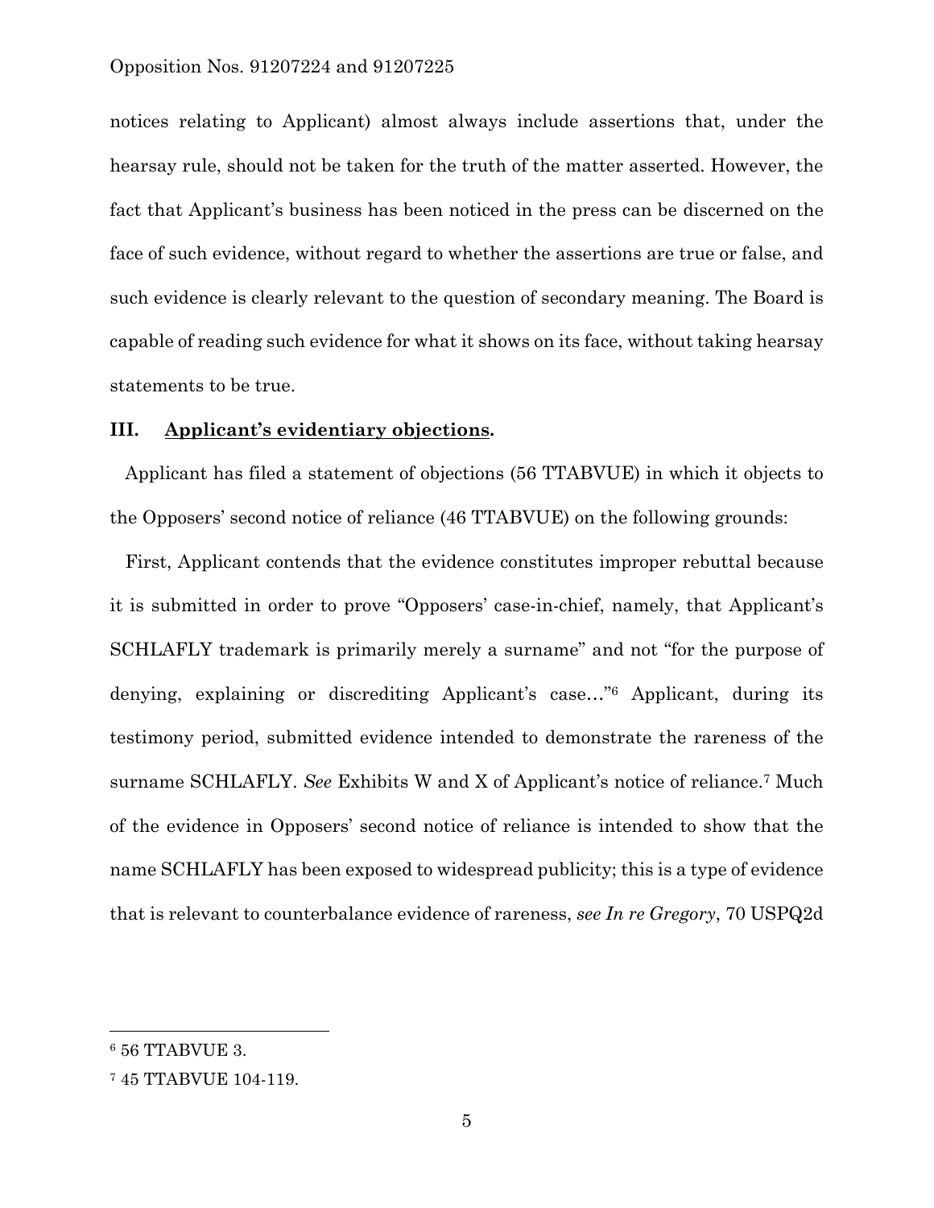notices relating to Applicant) almost always include assertions that, under the hearsay rule, should not be taken for the truth of the matter asserted. However, the fact that Applicant's business has been noticed in the press can be discerned on the face of such evidence, without regard to whether the assertions are true or false, and such evidence is clearly relevant to the question of secondary meaning. The Board is capable of reading such evidence for what it shows on its face, without taking hearsay statements to be true.

## III. Applicant's evidentiary objections.

Applicant has filed a statement of objections (56 TTABVUE) in which it objects to the Opposers' second notice of reliance (46 TTABVUE) on the following grounds:

First, Applicant contends that the evidence constitutes improper rebuttal because it is submitted in order to prove "Opposers' case-in-chief, namely, that Applicant's SCHLAFLY trademark is primarily merely a surname" and not "for the purpose of denying, explaining or discrediting Applicant's case…"[6] Applicant, during its testimony period, submitted evidence intended to demonstrate the rareness of the surname SCHLAFLY. *See* Exhibits W and X of Applicant's notice of reliance.[7] Much of the evidence in Opposers' second notice of reliance is intended to show that the name SCHLAFLY has been exposed to widespread publicity; this is a type of evidence that is relevant to counterbalance evidence of rareness, *see In re Gregory*, 70 USPQ2d

---

[6] 56 TTABVUE 3.

[7] 45 TTABVUE 104-119.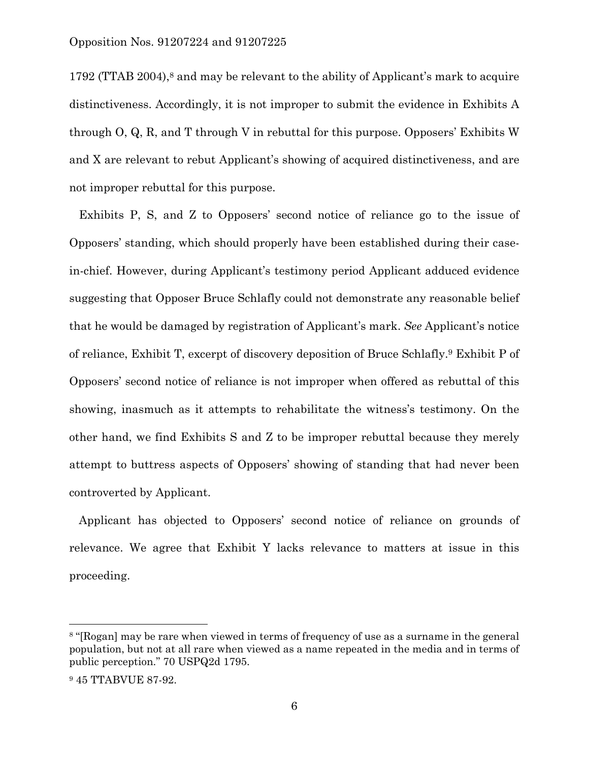1792 (TTAB 2004),[8] and may be relevant to the ability of Applicant's mark to acquire distinctiveness. Accordingly, it is not improper to submit the evidence in Exhibits A through O, Q, R, and T through V in rebuttal for this purpose. Opposers' Exhibits W and X are relevant to rebut Applicant's showing of acquired distinctiveness, and are not improper rebuttal for this purpose.

Exhibits P, S, and Z to Opposers' second notice of reliance go to the issue of Opposers' standing, which should properly have been established during their case-in-chief. However, during Applicant's testimony period Applicant adduced evidence suggesting that Opposer Bruce Schlafly could not demonstrate any reasonable belief that he would be damaged by registration of Applicant's mark. *See* Applicant's notice of reliance, Exhibit T, excerpt of discovery deposition of Bruce Schlafly.[9] Exhibit P of Opposers' second notice of reliance is not improper when offered as rebuttal of this showing, inasmuch as it attempts to rehabilitate the witness's testimony. On the other hand, we find Exhibits S and Z to be improper rebuttal because they merely attempt to buttress aspects of Opposers' showing of standing that had never been controverted by Applicant.

Applicant has objected to Opposers' second notice of reliance on grounds of relevance. We agree that Exhibit Y lacks relevance to matters at issue in this proceeding.

---

[8] "[Rogan] may be rare when viewed in terms of frequency of use as a surname in the general population, but not at all rare when viewed as a name repeated in the media and in terms of public perception." 70 USPQ2d 1795.

[9] 45 TTABVUE 87-92.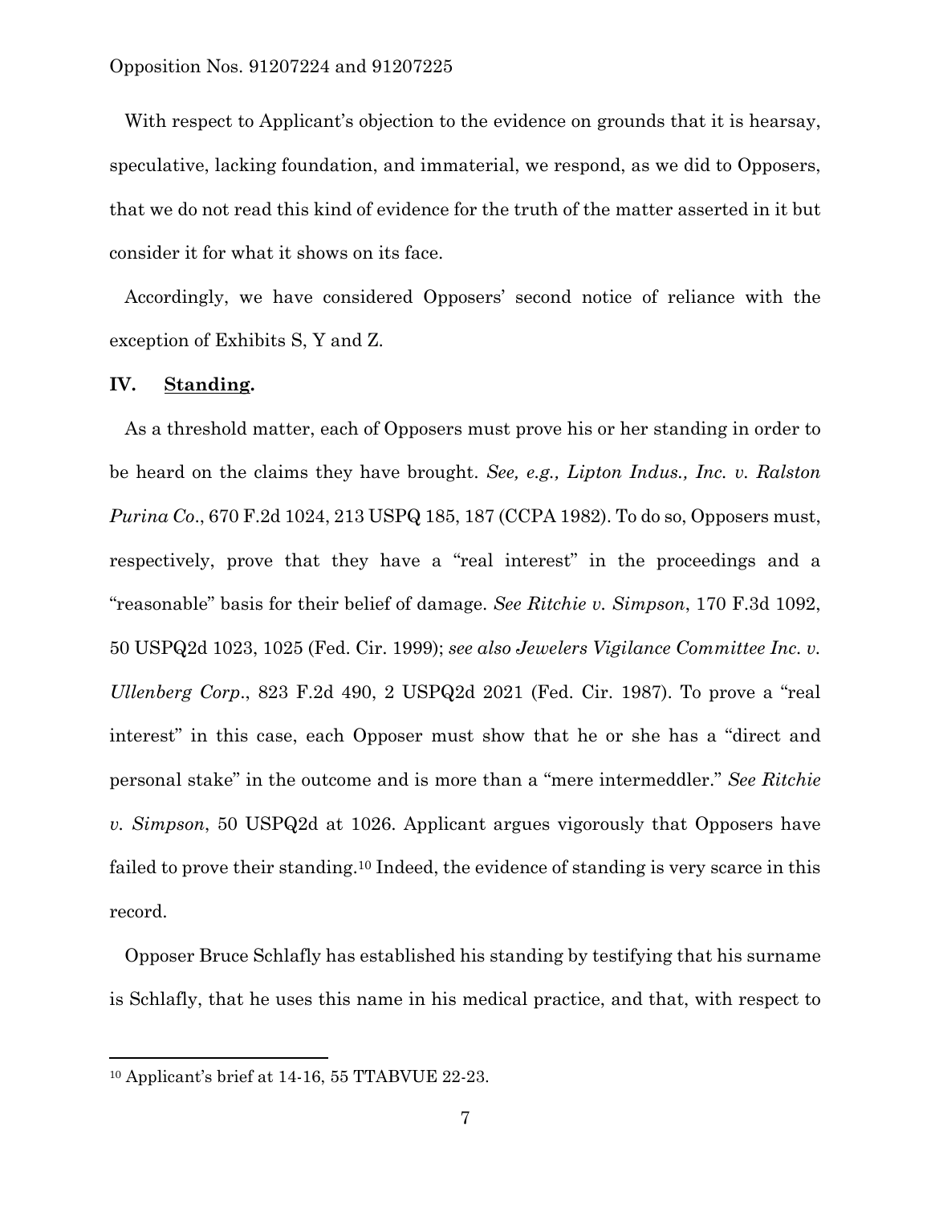With respect to Applicant's objection to the evidence on grounds that it is hearsay, speculative, lacking foundation, and immaterial, we respond, as we did to Opposers, that we do not read this kind of evidence for the truth of the matter asserted in it but consider it for what it shows on its face.

Accordingly, we have considered Opposers' second notice of reliance with the exception of Exhibits S, Y and Z.

## IV. Standing.

As a threshold matter, each of Opposers must prove his or her standing in order to be heard on the claims they have brought. *See, e.g., Lipton Indus., Inc. v. Ralston Purina Co*., 670 F.2d 1024, 213 USPQ 185, 187 (CCPA 1982). To do so, Opposers must, respectively, prove that they have a "real interest" in the proceedings and a "reasonable" basis for their belief of damage. *See Ritchie v. Simpson*, 170 F.3d 1092, 50 USPQ2d 1023, 1025 (Fed. Cir. 1999); *see also Jewelers Vigilance Committee Inc. v. Ullenberg Corp*., 823 F.2d 490, 2 USPQ2d 2021 (Fed. Cir. 1987). To prove a "real interest" in this case, each Opposer must show that he or she has a "direct and personal stake" in the outcome and is more than a "mere intermeddler." *See Ritchie v. Simpson*, 50 USPQ2d at 1026. Applicant argues vigorously that Opposers have failed to prove their standing.[10] Indeed, the evidence of standing is very scarce in this record.

Opposer Bruce Schlafly has established his standing by testifying that his surname is Schlafly, that he uses this name in his medical practice, and that, with respect to

[10] Applicant's brief at 14-16, 55 TTABVUE 22-23.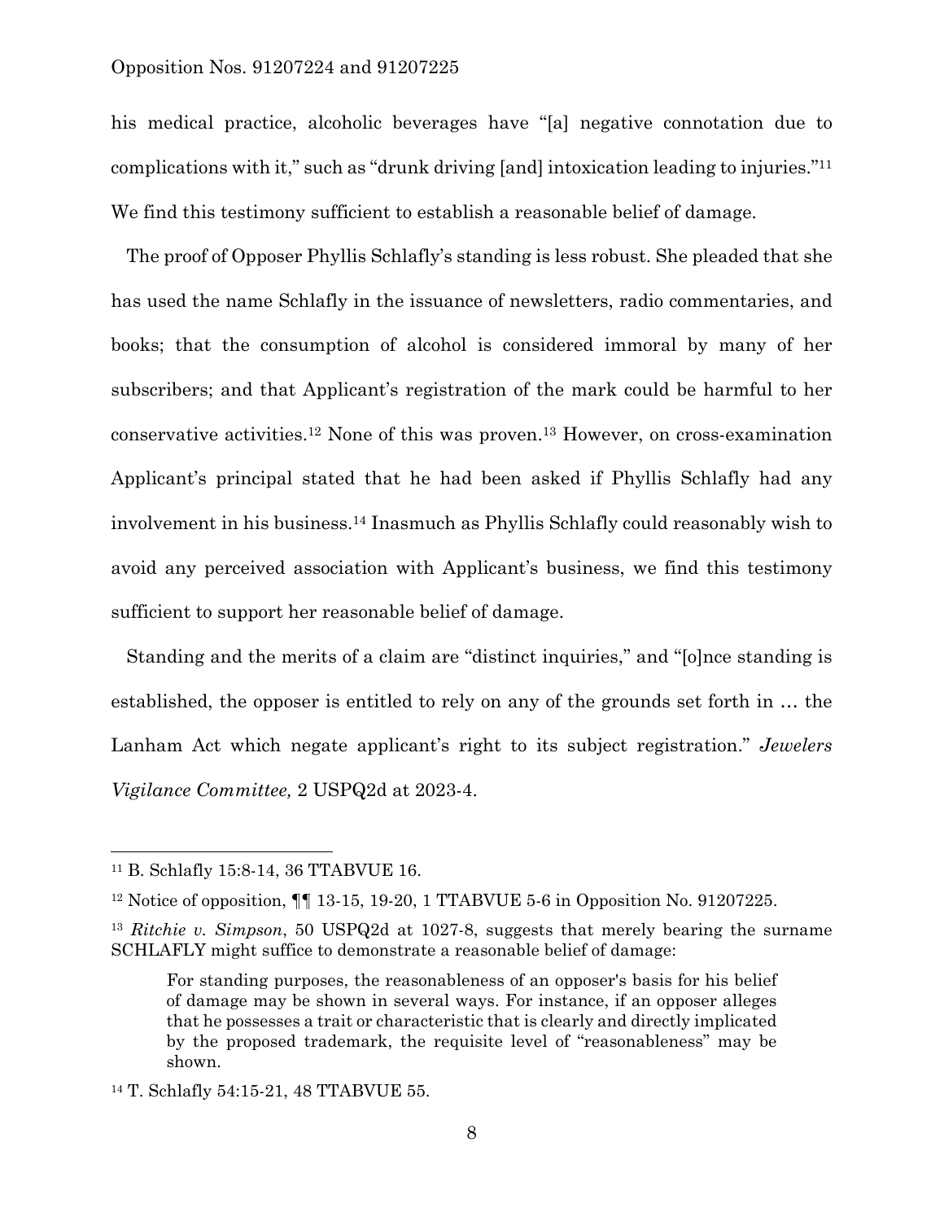his medical practice, alcoholic beverages have "[a] negative connotation due to complications with it," such as "drunk driving [and] intoxication leading to injuries."[11] We find this testimony sufficient to establish a reasonable belief of damage.

The proof of Opposer Phyllis Schlafly's standing is less robust. She pleaded that she has used the name Schlafly in the issuance of newsletters, radio commentaries, and books; that the consumption of alcohol is considered immoral by many of her subscribers; and that Applicant's registration of the mark could be harmful to her conservative activities.[12] None of this was proven.[13] However, on cross-examination Applicant's principal stated that he had been asked if Phyllis Schlafly had any involvement in his business.[14] Inasmuch as Phyllis Schlafly could reasonably wish to avoid any perceived association with Applicant's business, we find this testimony sufficient to support her reasonable belief of damage.

Standing and the merits of a claim are "distinct inquiries," and "[o]nce standing is established, the opposer is entitled to rely on any of the grounds set forth in … the Lanham Act which negate applicant's right to its subject registration." *Jewelers Vigilance Committee,* 2 USPQ2d at 2023-4.

---

[11] B. Schlafly 15:8-14, 36 TTABVUE 16.

[12] Notice of opposition, ¶¶ 13-15, 19-20, 1 TTABVUE 5-6 in Opposition No. 91207225.

[13] *Ritchie v. Simpson*, 50 USPQ2d at 1027-8, suggests that merely bearing the surname SCHLAFLY might suffice to demonstrate a reasonable belief of damage:

> For standing purposes, the reasonableness of an opposer's basis for his belief of damage may be shown in several ways. For instance, if an opposer alleges that he possesses a trait or characteristic that is clearly and directly implicated by the proposed trademark, the requisite level of "reasonableness" may be shown.

[14] T. Schlafly 54:15-21, 48 TTABVUE 55.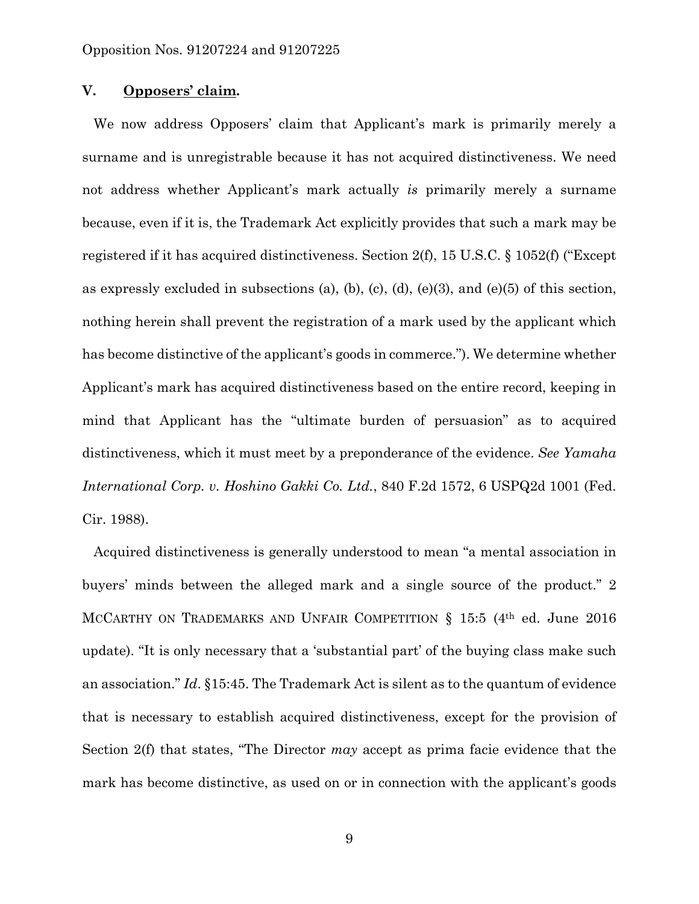## V. **Opposers' claim.**

We now address Opposers' claim that Applicant's mark is primarily merely a surname and is unregistrable because it has not acquired distinctiveness. We need not address whether Applicant's mark actually *is* primarily merely a surname because, even if it is, the Trademark Act explicitly provides that such a mark may be registered if it has acquired distinctiveness. Section 2(f), 15 U.S.C. § 1052(f) ("Except as expressly excluded in subsections (a), (b), (c), (d), (e)(3), and (e)(5) of this section, nothing herein shall prevent the registration of a mark used by the applicant which has become distinctive of the applicant's goods in commerce."). We determine whether Applicant's mark has acquired distinctiveness based on the entire record, keeping in mind that Applicant has the "ultimate burden of persuasion" as to acquired distinctiveness, which it must meet by a preponderance of the evidence. *See Yamaha International Corp. v. Hoshino Gakki Co. Ltd.*, 840 F.2d 1572, 6 USPQ2d 1001 (Fed. Cir. 1988).

Acquired distinctiveness is generally understood to mean "a mental association in buyers' minds between the alleged mark and a single source of the product." 2 MCCARTHY ON TRADEMARKS AND UNFAIR COMPETITION § 15:5 (4th ed. June 2016 update). "It is only necessary that a 'substantial part' of the buying class make such an association." *Id*. §15:45. The Trademark Act is silent as to the quantum of evidence that is necessary to establish acquired distinctiveness, except for the provision of Section 2(f) that states, "The Director *may* accept as prima facie evidence that the mark has become distinctive, as used on or in connection with the applicant's goods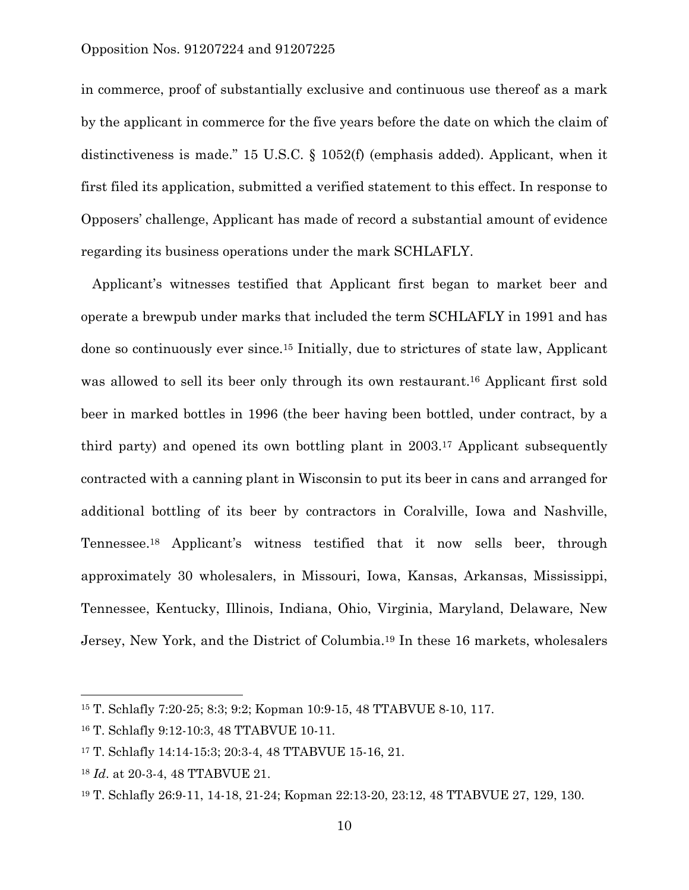in commerce, proof of substantially exclusive and continuous use thereof as a mark by the applicant in commerce for the five years before the date on which the claim of distinctiveness is made." 15 U.S.C. § 1052(f) (emphasis added). Applicant, when it first filed its application, submitted a verified statement to this effect. In response to Opposers' challenge, Applicant has made of record a substantial amount of evidence regarding its business operations under the mark SCHLAFLY.

Applicant's witnesses testified that Applicant first began to market beer and operate a brewpub under marks that included the term SCHLAFLY in 1991 and has done so continuously ever since.[15] Initially, due to strictures of state law, Applicant was allowed to sell its beer only through its own restaurant.[16] Applicant first sold beer in marked bottles in 1996 (the beer having been bottled, under contract, by a third party) and opened its own bottling plant in 2003.[17] Applicant subsequently contracted with a canning plant in Wisconsin to put its beer in cans and arranged for additional bottling of its beer by contractors in Coralville, Iowa and Nashville, Tennessee.[18] Applicant's witness testified that it now sells beer, through approximately 30 wholesalers, in Missouri, Iowa, Kansas, Arkansas, Mississippi, Tennessee, Kentucky, Illinois, Indiana, Ohio, Virginia, Maryland, Delaware, New Jersey, New York, and the District of Columbia.[19] In these 16 markets, wholesalers

---

[15] T. Schlafly 7:20-25; 8:3; 9:2; Kopman 10:9-15, 48 TTABVUE 8-10, 117.

[16] T. Schlafly 9:12-10:3, 48 TTABVUE 10-11.

[17] T. Schlafly 14:14-15:3; 20:3-4, 48 TTABVUE 15-16, 21.

[18] *Id*. at 20-3-4, 48 TTABVUE 21.

[19] T. Schlafly 26:9-11, 14-18, 21-24; Kopman 22:13-20, 23:12, 48 TTABVUE 27, 129, 130.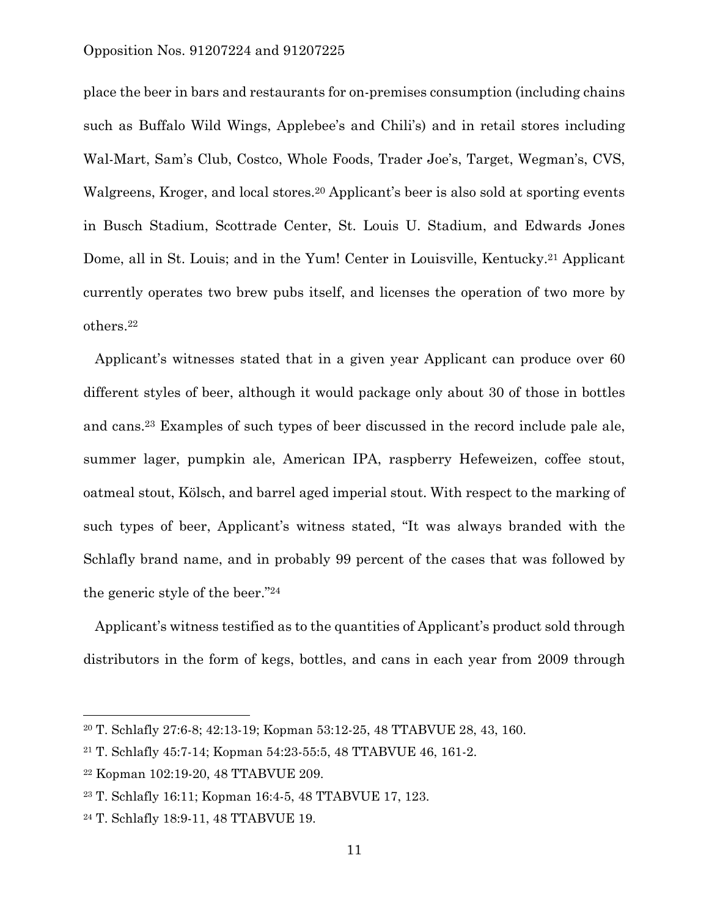place the beer in bars and restaurants for on-premises consumption (including chains such as Buffalo Wild Wings, Applebee's and Chili's) and in retail stores including Wal-Mart, Sam's Club, Costco, Whole Foods, Trader Joe's, Target, Wegman's, CVS, Walgreens, Kroger, and local stores.[20] Applicant's beer is also sold at sporting events in Busch Stadium, Scottrade Center, St. Louis U. Stadium, and Edwards Jones Dome, all in St. Louis; and in the Yum! Center in Louisville, Kentucky.[21] Applicant currently operates two brew pubs itself, and licenses the operation of two more by others.[22]

Applicant's witnesses stated that in a given year Applicant can produce over 60 different styles of beer, although it would package only about 30 of those in bottles and cans.[23] Examples of such types of beer discussed in the record include pale ale, summer lager, pumpkin ale, American IPA, raspberry Hefeweizen, coffee stout, oatmeal stout, Kölsch, and barrel aged imperial stout. With respect to the marking of such types of beer, Applicant's witness stated, "It was always branded with the Schlafly brand name, and in probably 99 percent of the cases that was followed by the generic style of the beer."[24]

Applicant's witness testified as to the quantities of Applicant's product sold through distributors in the form of kegs, bottles, and cans in each year from 2009 through

---

[20] T. Schlafly 27:6-8; 42:13-19; Kopman 53:12-25, 48 TTABVUE 28, 43, 160.

[21] T. Schlafly 45:7-14; Kopman 54:23-55:5, 48 TTABVUE 46, 161-2.

[22] Kopman 102:19-20, 48 TTABVUE 209.

[23] T. Schlafly 16:11; Kopman 16:4-5, 48 TTABVUE 17, 123.

[24] T. Schlafly 18:9-11, 48 TTABVUE 19.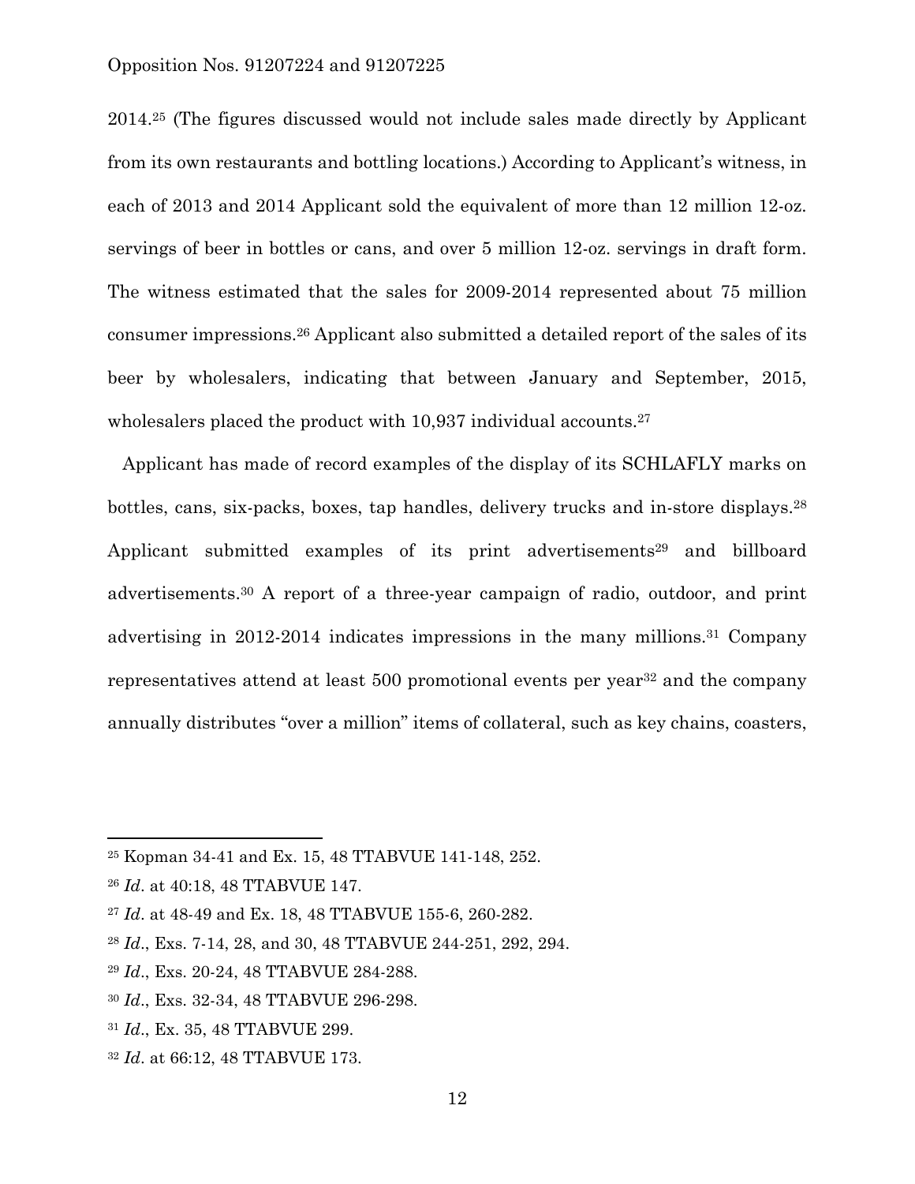2014.[25] (The figures discussed would not include sales made directly by Applicant from its own restaurants and bottling locations.) According to Applicant's witness, in each of 2013 and 2014 Applicant sold the equivalent of more than 12 million 12-oz. servings of beer in bottles or cans, and over 5 million 12-oz. servings in draft form. The witness estimated that the sales for 2009-2014 represented about 75 million consumer impressions.[26] Applicant also submitted a detailed report of the sales of its beer by wholesalers, indicating that between January and September, 2015, wholesalers placed the product with 10,937 individual accounts.[27]

Applicant has made of record examples of the display of its SCHLAFLY marks on bottles, cans, six-packs, boxes, tap handles, delivery trucks and in-store displays.[28] Applicant submitted examples of its print advertisements[29] and billboard advertisements.[30] A report of a three-year campaign of radio, outdoor, and print advertising in 2012-2014 indicates impressions in the many millions.[31] Company representatives attend at least 500 promotional events per year[32] and the company annually distributes "over a million" items of collateral, such as key chains, coasters,

---

[25] Kopman 34-41 and Ex. 15, 48 TTABVUE 141-148, 252.

[26] *Id*. at 40:18, 48 TTABVUE 147.

[27] *Id*. at 48-49 and Ex. 18, 48 TTABVUE 155-6, 260-282.

[28] *Id*., Exs. 7-14, 28, and 30, 48 TTABVUE 244-251, 292, 294.

[29] *Id*., Exs. 20-24, 48 TTABVUE 284-288.

[30] *Id*., Exs. 32-34, 48 TTABVUE 296-298.

[31] *Id*., Ex. 35, 48 TTABVUE 299.

[32] *Id*. at 66:12, 48 TTABVUE 173.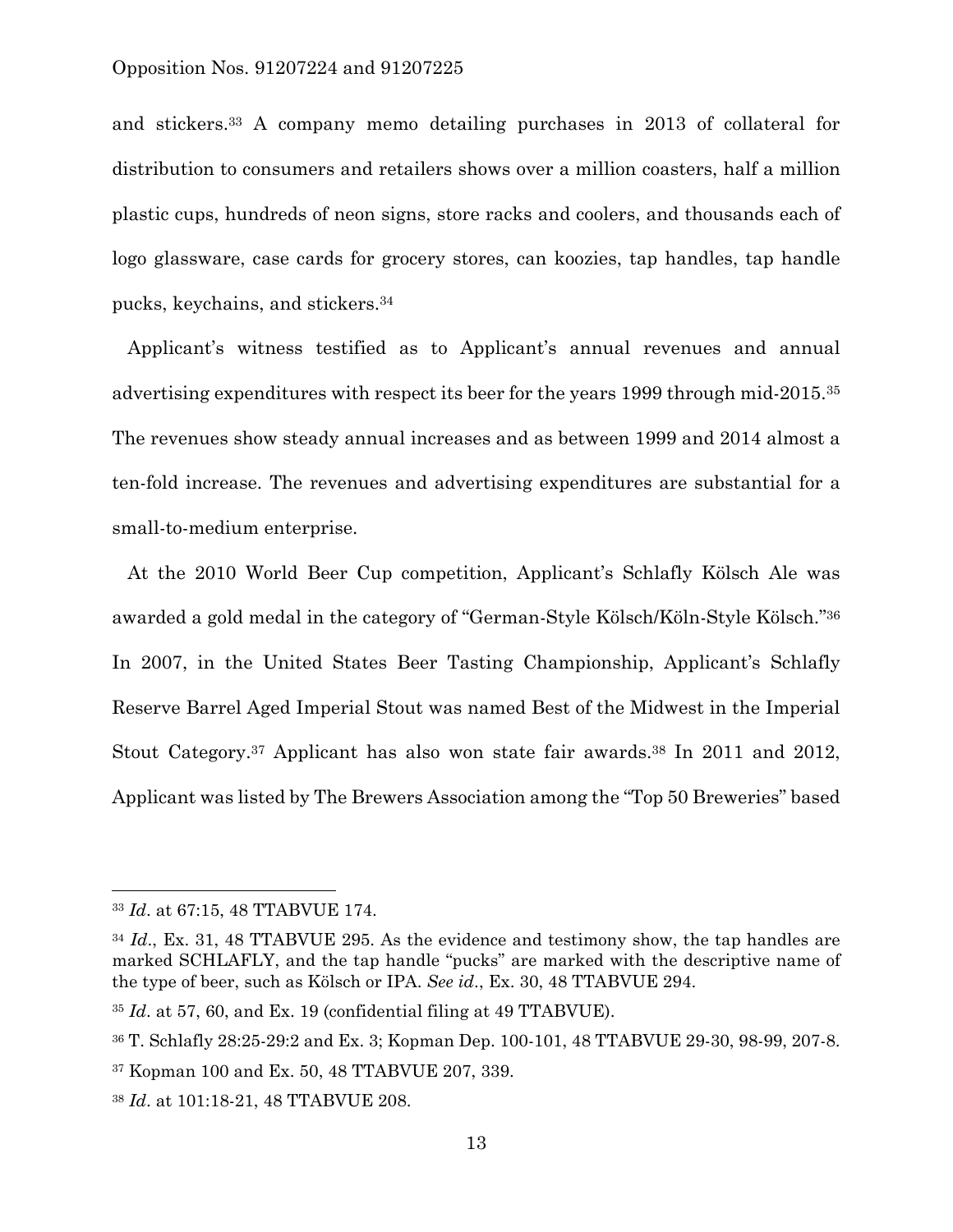and stickers.[33] A company memo detailing purchases in 2013 of collateral for distribution to consumers and retailers shows over a million coasters, half a million plastic cups, hundreds of neon signs, store racks and coolers, and thousands each of logo glassware, case cards for grocery stores, can koozies, tap handles, tap handle pucks, keychains, and stickers.[34]

Applicant's witness testified as to Applicant's annual revenues and annual advertising expenditures with respect its beer for the years 1999 through mid-2015.[35] The revenues show steady annual increases and as between 1999 and 2014 almost a ten-fold increase. The revenues and advertising expenditures are substantial for a small-to-medium enterprise.

At the 2010 World Beer Cup competition, Applicant's Schlafly Kölsch Ale was awarded a gold medal in the category of "German-Style Kölsch/Köln-Style Kölsch."[36] In 2007, in the United States Beer Tasting Championship, Applicant's Schlafly Reserve Barrel Aged Imperial Stout was named Best of the Midwest in the Imperial Stout Category.[37] Applicant has also won state fair awards.[38] In 2011 and 2012, Applicant was listed by The Brewers Association among the "Top 50 Breweries" based

---

[33] *Id*. at 67:15, 48 TTABVUE 174.

[34] *Id*., Ex. 31, 48 TTABVUE 295. As the evidence and testimony show, the tap handles are marked SCHLAFLY, and the tap handle "pucks" are marked with the descriptive name of the type of beer, such as Kölsch or IPA. *See id*., Ex. 30, 48 TTABVUE 294.

[35] *Id*. at 57, 60, and Ex. 19 (confidential filing at 49 TTABVUE).

[36] T. Schlafly 28:25-29:2 and Ex. 3; Kopman Dep. 100-101, 48 TTABVUE 29-30, 98-99, 207-8.

[37] Kopman 100 and Ex. 50, 48 TTABVUE 207, 339.

[38] *Id*. at 101:18-21, 48 TTABVUE 208.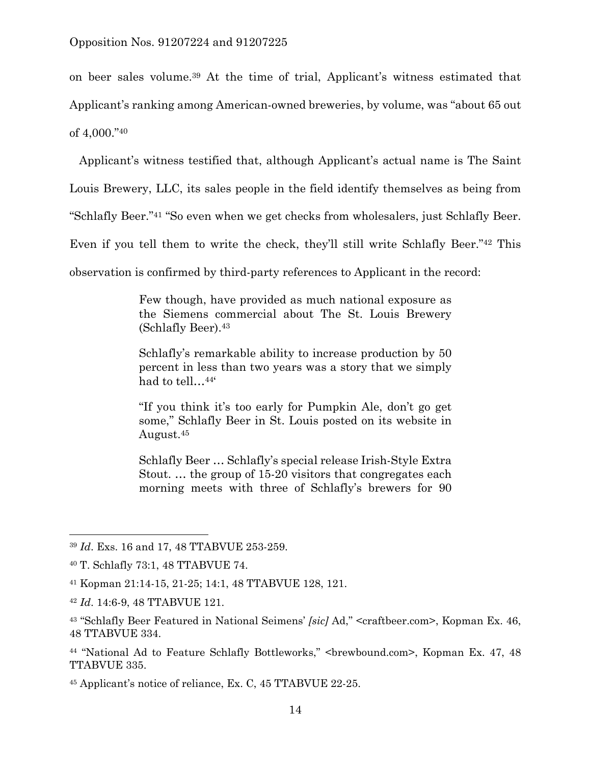on beer sales volume.[39] At the time of trial, Applicant's witness estimated that Applicant's ranking among American-owned breweries, by volume, was "about 65 out of 4,000."[40]

Applicant's witness testified that, although Applicant's actual name is The Saint Louis Brewery, LLC, its sales people in the field identify themselves as being from "Schlafly Beer."[41] "So even when we get checks from wholesalers, just Schlafly Beer. Even if you tell them to write the check, they'll still write Schlafly Beer."[42] This observation is confirmed by third-party references to Applicant in the record:

> Few though, have provided as much national exposure as the Siemens commercial about The St. Louis Brewery (Schlafly Beer).[43]
>
> Schlafly's remarkable ability to increase production by 50 percent in less than two years was a story that we simply had to tell…[44]'
>
> "If you think it's too early for Pumpkin Ale, don't go get some," Schlafly Beer in St. Louis posted on its website in August.[45]
>
> Schlafly Beer … Schlafly's special release Irish-Style Extra Stout. … the group of 15-20 visitors that congregates each morning meets with three of Schlafly's brewers for 90

---

[39] *Id.* Exs. 16 and 17, 48 TTABVUE 253-259.

[40] T. Schlafly 73:1, 48 TTABVUE 74.

[41] Kopman 21:14-15, 21-25; 14:1, 48 TTABVUE 128, 121.

[42] *Id.* 14:6-9, 48 TTABVUE 121.

[43] "Schlafly Beer Featured in National Seimens' *[sic]* Ad," <craftbeer.com>, Kopman Ex. 46, 48 TTABVUE 334.

[44] "National Ad to Feature Schlafly Bottleworks," <brewbound.com>, Kopman Ex. 47, 48 TTABVUE 335.

[45] Applicant's notice of reliance, Ex. C, 45 TTABVUE 22-25.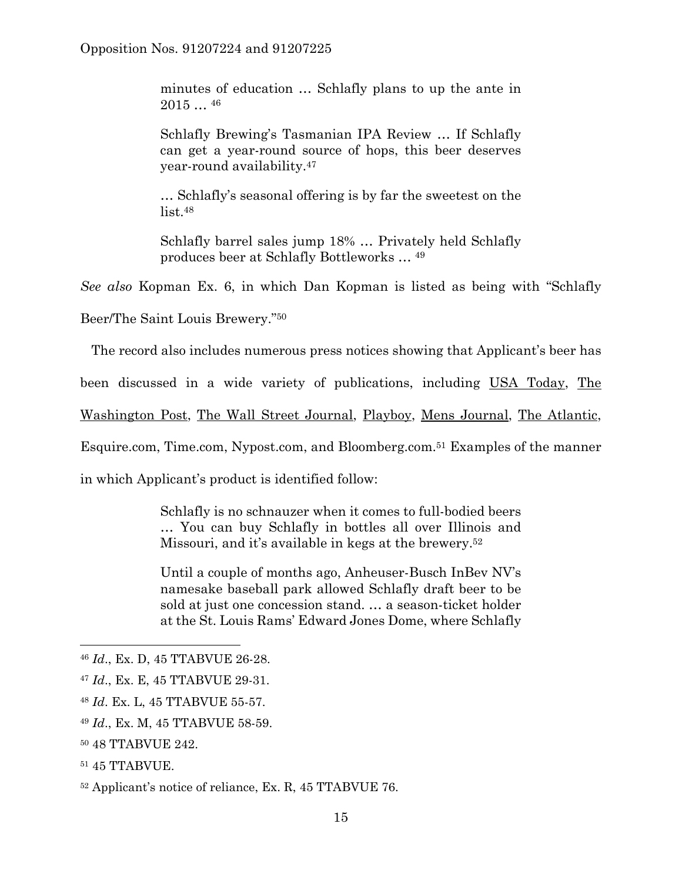> minutes of education … Schlafly plans to up the ante in 2015 … [46]
>
> Schlafly Brewing's Tasmanian IPA Review … If Schlafly can get a year-round source of hops, this beer deserves year-round availability.[47]
>
> … Schlafly's seasonal offering is by far the sweetest on the list.[48]
>
> Schlafly barrel sales jump 18% … Privately held Schlafly produces beer at Schlafly Bottleworks … [49]

*See also* Kopman Ex. 6, in which Dan Kopman is listed as being with "Schlafly Beer/The Saint Louis Brewery."[50]

The record also includes numerous press notices showing that Applicant's beer has been discussed in a wide variety of publications, including USA Today, The Washington Post, The Wall Street Journal, Playboy, Mens Journal, The Atlantic, Esquire.com, Time.com, Nypost.com, and Bloomberg.com.[51] Examples of the manner in which Applicant's product is identified follow:

> Schlafly is no schnauzer when it comes to full-bodied beers … You can buy Schlafly in bottles all over Illinois and Missouri, and it's available in kegs at the brewery.[52]
>
> Until a couple of months ago, Anheuser-Busch InBev NV's namesake baseball park allowed Schlafly draft beer to be sold at just one concession stand. … a season-ticket holder at the St. Louis Rams' Edward Jones Dome, where Schlafly

---

[46] *Id*., Ex. D, 45 TTABVUE 26-28.

[47] *Id*., Ex. E, 45 TTABVUE 29-31.

[48] *Id*. Ex. L, 45 TTABVUE 55-57.

[49] *Id*., Ex. M, 45 TTABVUE 58-59.

[50] 48 TTABVUE 242.

[51] 45 TTABVUE.

[52] Applicant's notice of reliance, Ex. R, 45 TTABVUE 76.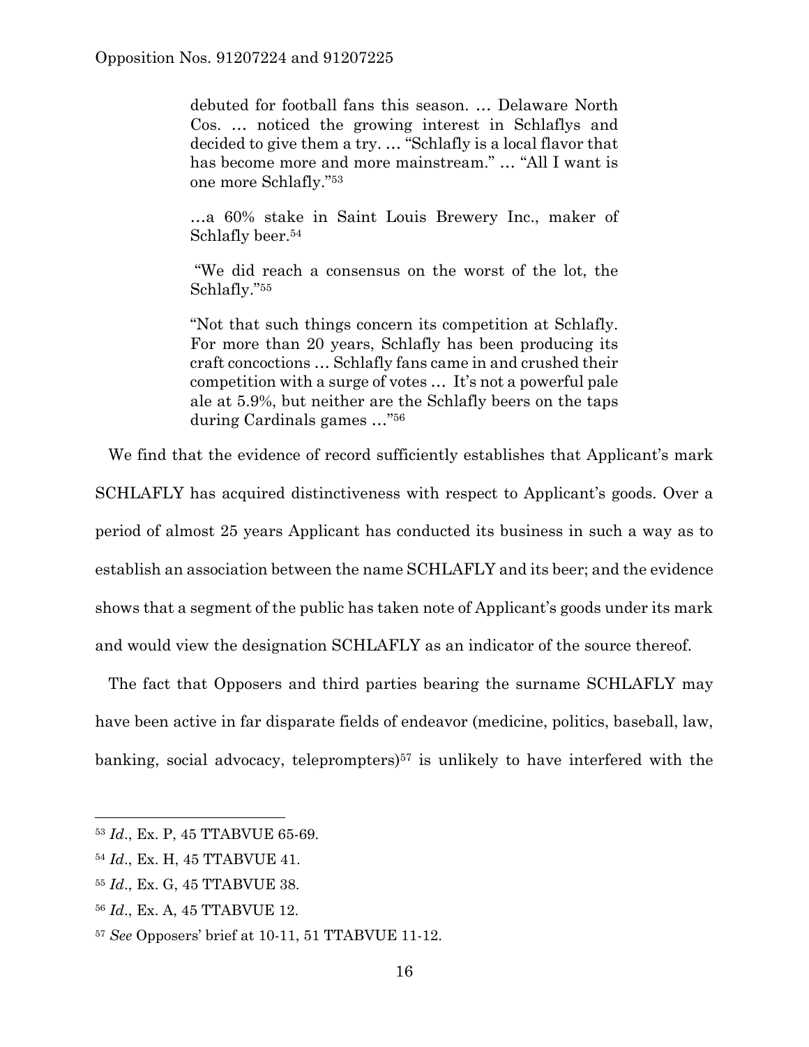> debuted for football fans this season. … Delaware North Cos. … noticed the growing interest in Schlaflys and decided to give them a try. … "Schlafly is a local flavor that has become more and more mainstream." … "All I want is one more Schlafly."[53]
>
> …a 60% stake in Saint Louis Brewery Inc., maker of Schlafly beer.[54]
>
> "We did reach a consensus on the worst of the lot, the Schlafly."[55]
>
> "Not that such things concern its competition at Schlafly. For more than 20 years, Schlafly has been producing its craft concoctions … Schlafly fans came in and crushed their competition with a surge of votes … It's not a powerful pale ale at 5.9%, but neither are the Schlafly beers on the taps during Cardinals games …"[56]

We find that the evidence of record sufficiently establishes that Applicant's mark SCHLAFLY has acquired distinctiveness with respect to Applicant's goods. Over a period of almost 25 years Applicant has conducted its business in such a way as to establish an association between the name SCHLAFLY and its beer; and the evidence shows that a segment of the public has taken note of Applicant's goods under its mark and would view the designation SCHLAFLY as an indicator of the source thereof.

The fact that Opposers and third parties bearing the surname SCHLAFLY may have been active in far disparate fields of endeavor (medicine, politics, baseball, law, banking, social advocacy, teleprompters)[57] is unlikely to have interfered with the

---

[53] *Id*., Ex. P, 45 TTABVUE 65-69.

[54] *Id*., Ex. H, 45 TTABVUE 41.

[55] *Id*., Ex. G, 45 TTABVUE 38.

[56] *Id*., Ex. A, 45 TTABVUE 12.

[57] *See* Opposers' brief at 10-11, 51 TTABVUE 11-12.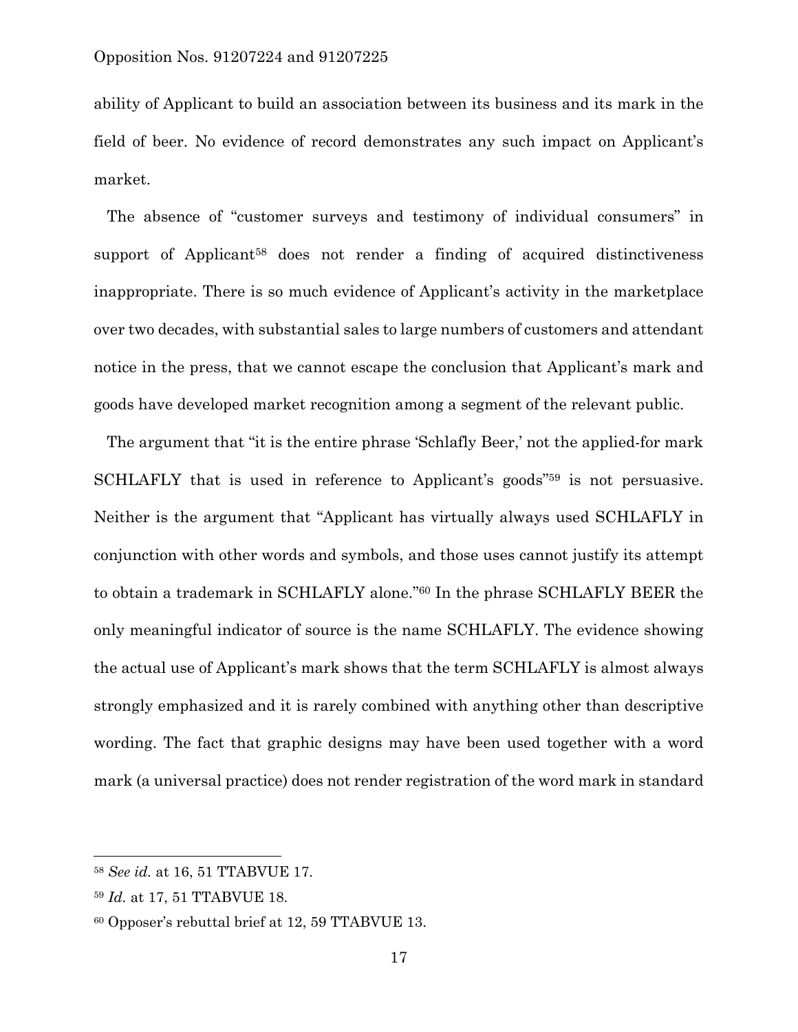ability of Applicant to build an association between its business and its mark in the field of beer. No evidence of record demonstrates any such impact on Applicant's market.

The absence of "customer surveys and testimony of individual consumers" in support of Applicant[58] does not render a finding of acquired distinctiveness inappropriate. There is so much evidence of Applicant's activity in the marketplace over two decades, with substantial sales to large numbers of customers and attendant notice in the press, that we cannot escape the conclusion that Applicant's mark and goods have developed market recognition among a segment of the relevant public.

The argument that "it is the entire phrase 'Schlafly Beer,' not the applied-for mark SCHLAFLY that is used in reference to Applicant's goods"[59] is not persuasive. Neither is the argument that "Applicant has virtually always used SCHLAFLY in conjunction with other words and symbols, and those uses cannot justify its attempt to obtain a trademark in SCHLAFLY alone."[60] In the phrase SCHLAFLY BEER the only meaningful indicator of source is the name SCHLAFLY. The evidence showing the actual use of Applicant's mark shows that the term SCHLAFLY is almost always strongly emphasized and it is rarely combined with anything other than descriptive wording. The fact that graphic designs may have been used together with a word mark (a universal practice) does not render registration of the word mark in standard

---

[58] *See id.* at 16, 51 TTABVUE 17.

[59] *Id.* at 17, 51 TTABVUE 18.

[60] Opposer's rebuttal brief at 12, 59 TTABVUE 13.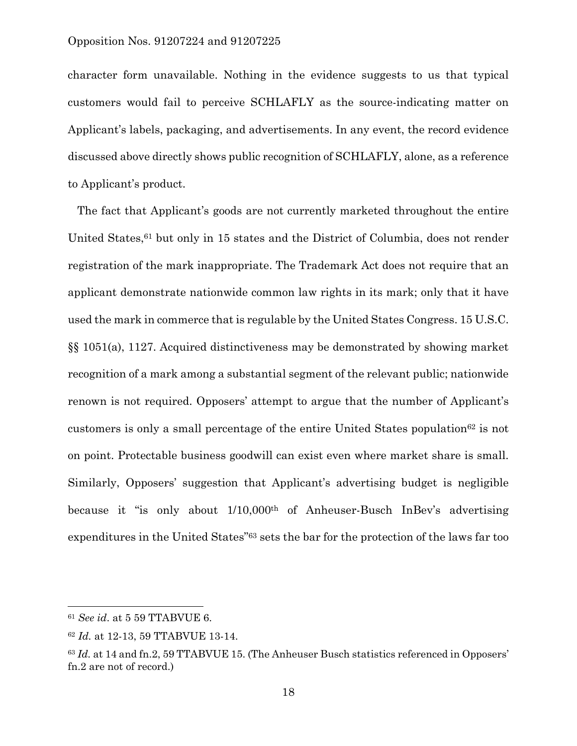character form unavailable. Nothing in the evidence suggests to us that typical customers would fail to perceive SCHLAFLY as the source-indicating matter on Applicant's labels, packaging, and advertisements. In any event, the record evidence discussed above directly shows public recognition of SCHLAFLY, alone, as a reference to Applicant's product.

The fact that Applicant's goods are not currently marketed throughout the entire United States,[61] but only in 15 states and the District of Columbia, does not render registration of the mark inappropriate. The Trademark Act does not require that an applicant demonstrate nationwide common law rights in its mark; only that it have used the mark in commerce that is regulable by the United States Congress. 15 U.S.C. §§ 1051(a), 1127. Acquired distinctiveness may be demonstrated by showing market recognition of a mark among a substantial segment of the relevant public; nationwide renown is not required. Opposers' attempt to argue that the number of Applicant's customers is only a small percentage of the entire United States population[62] is not on point. Protectable business goodwill can exist even where market share is small. Similarly, Opposers' suggestion that Applicant's advertising budget is negligible because it "is only about 1/10,000th of Anheuser-Busch InBev's advertising expenditures in the United States"[63] sets the bar for the protection of the laws far too

---

[61] *See id*. at 5 59 TTABVUE 6.

[62] *Id.* at 12-13, 59 TTABVUE 13-14.

[63] *Id.* at 14 and fn.2, 59 TTABVUE 15. (The Anheuser Busch statistics referenced in Opposers' fn.2 are not of record.)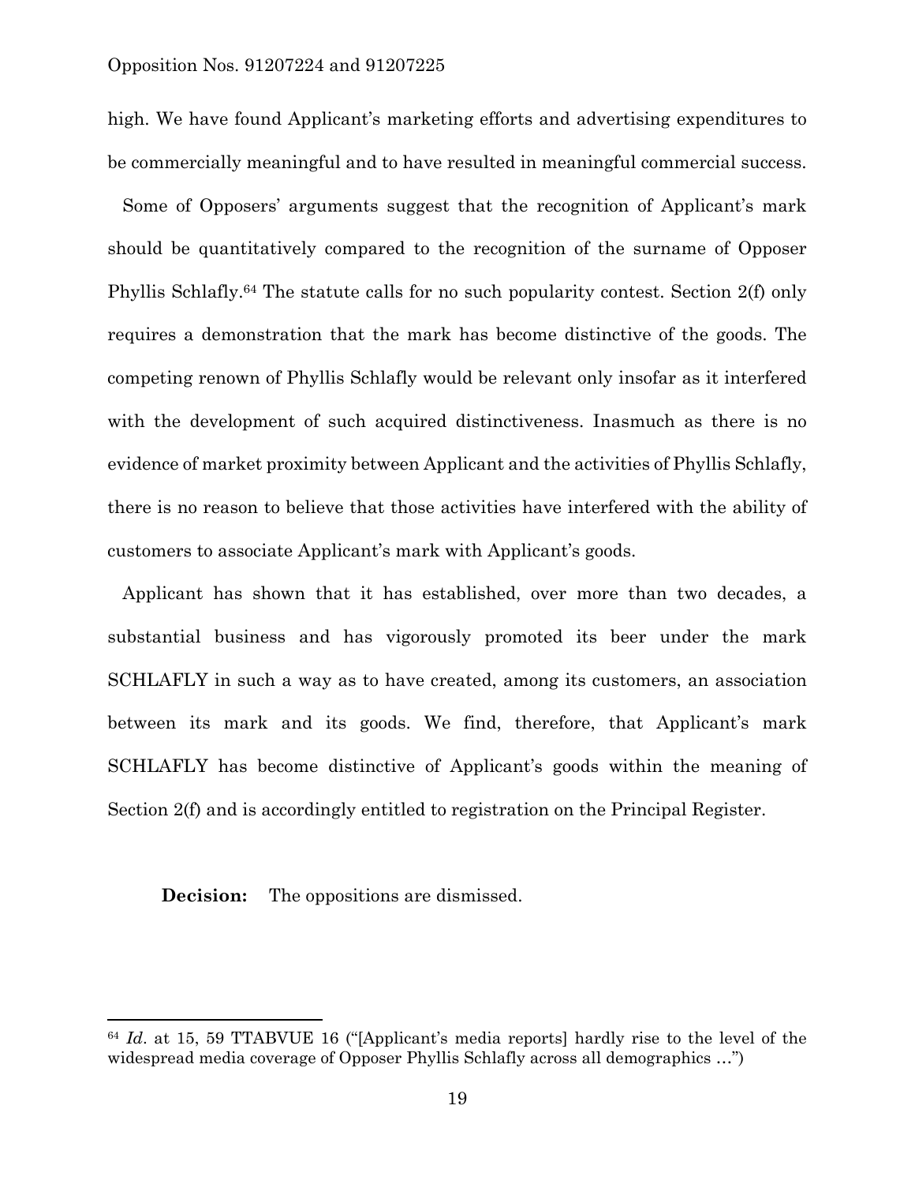high. We have found Applicant's marketing efforts and advertising expenditures to be commercially meaningful and to have resulted in meaningful commercial success.

Some of Opposers' arguments suggest that the recognition of Applicant's mark should be quantitatively compared to the recognition of the surname of Opposer Phyllis Schlafly.[64] The statute calls for no such popularity contest. Section 2(f) only requires a demonstration that the mark has become distinctive of the goods. The competing renown of Phyllis Schlafly would be relevant only insofar as it interfered with the development of such acquired distinctiveness. Inasmuch as there is no evidence of market proximity between Applicant and the activities of Phyllis Schlafly, there is no reason to believe that those activities have interfered with the ability of customers to associate Applicant's mark with Applicant's goods.

Applicant has shown that it has established, over more than two decades, a substantial business and has vigorously promoted its beer under the mark SCHLAFLY in such a way as to have created, among its customers, an association between its mark and its goods. We find, therefore, that Applicant's mark SCHLAFLY has become distinctive of Applicant's goods within the meaning of Section 2(f) and is accordingly entitled to registration on the Principal Register.

**Decision:** The oppositions are dismissed.

---

[64] *Id*. at 15, 59 TTABVUE 16 ("[Applicant's media reports] hardly rise to the level of the widespread media coverage of Opposer Phyllis Schlafly across all demographics …")